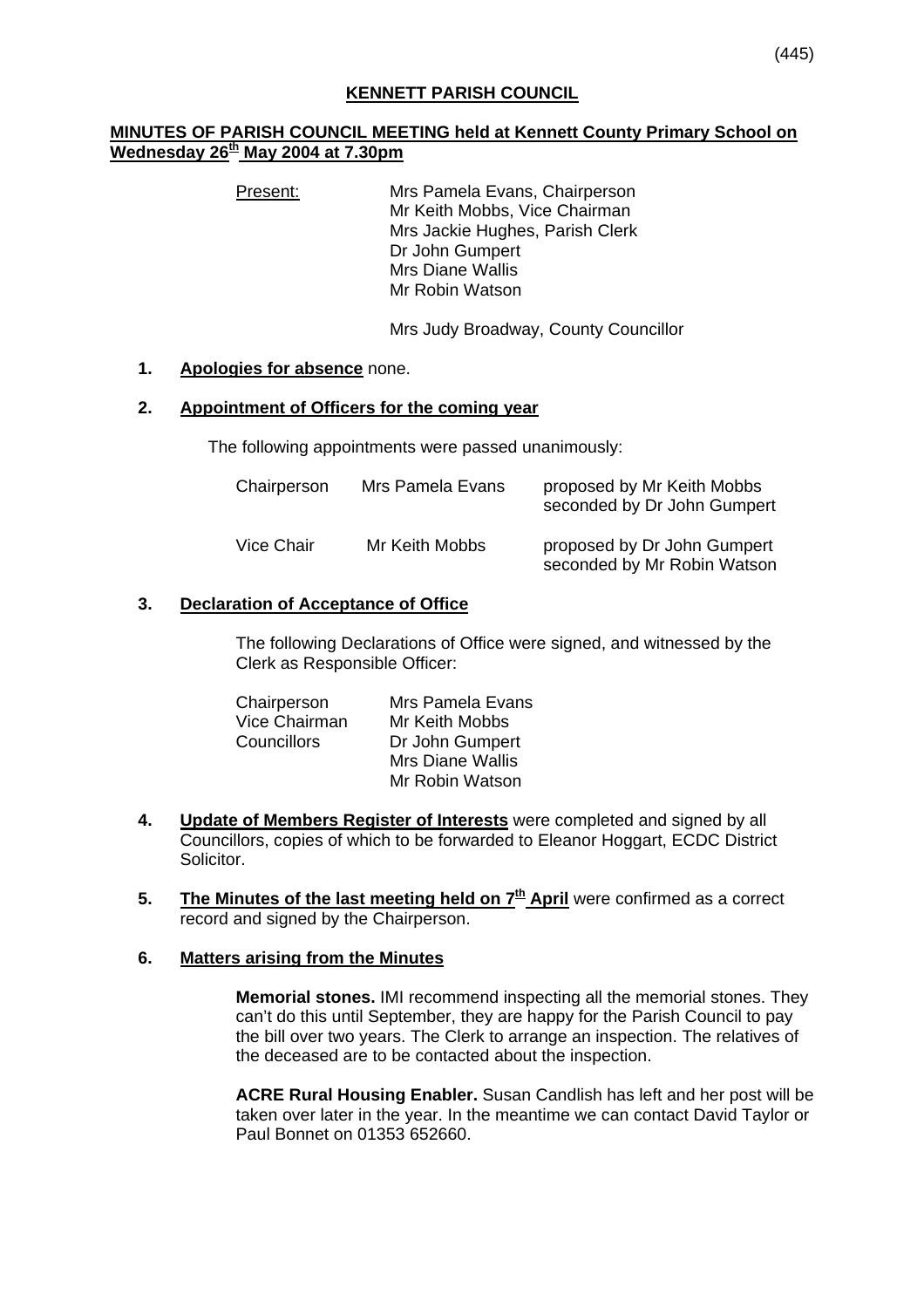**KENNETT PARISH COUNCIL**

**MINUTES OF PARISH COUNCIL MEETING held at Kennett County Primary School on Wednesday 26th May 2004 at 7.30pm**

Present: Mrs Pamela Evans, Chairperson
Mr Keith Mobbs, Vice Chairman
Mrs Jackie Hughes, Parish Clerk
Dr John Gumpert
Mrs Diane Wallis
Mr Robin Watson

Mrs Judy Broadway, County Councillor

**1. Apologies for absence** none.

**2. Appointment of Officers for the coming year**

The following appointments were passed unanimously:

| | | |
|---|---|---|
| Chairperson | Mrs Pamela Evans | proposed by Mr Keith Mobbs, seconded by Dr John Gumpert |
| Vice Chair | Mr Keith Mobbs | proposed by Dr John Gumpert, seconded by Mr Robin Watson |

**3. Declaration of Acceptance of Office**

The following Declarations of Office were signed, and witnessed by the Clerk as Responsible Officer:

| | |
|---|---|
| Chairperson | Mrs Pamela Evans |
| Vice Chairman | Mr Keith Mobbs |
| Councillors | Dr John Gumpert |
| | Mrs Diane Wallis |
| | Mr Robin Watson |

**4. Update of Members Register of Interests** were completed and signed by all Councillors, copies of which to be forwarded to Eleanor Hoggart, ECDC District Solicitor.

**5. The Minutes of the last meeting held on 7th April** were confirmed as a correct record and signed by the Chairperson.

**6. Matters arising from the Minutes**

**Memorial stones.** IMI recommend inspecting all the memorial stones. They can't do this until September, they are happy for the Parish Council to pay the bill over two years. The Clerk to arrange an inspection. The relatives of the deceased are to be contacted about the inspection.

**ACRE Rural Housing Enabler.** Susan Candlish has left and her post will be taken over later in the year. In the meantime we can contact David Taylor or Paul Bonnet on 01353 652660.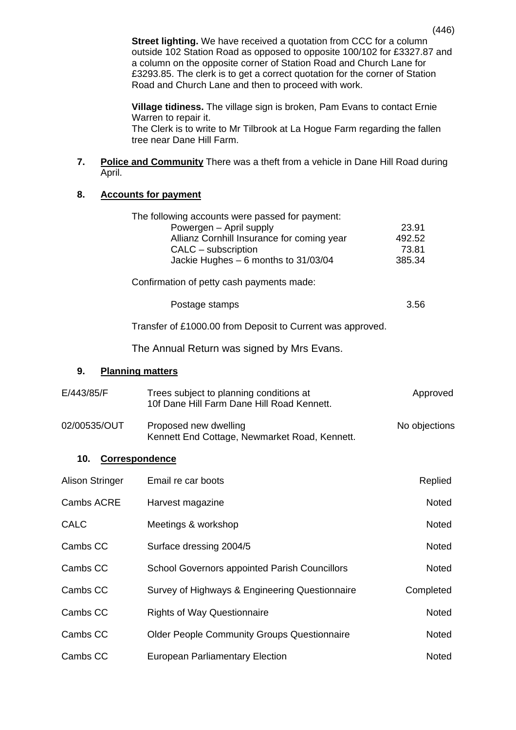**Street lighting.** We have received a quotation from CCC for a column outside 102 Station Road as opposed to opposite 100/102 for £3327.87 and a column on the opposite corner of Station Road and Church Lane for £3293.85. The clerk is to get a correct quotation for the corner of Station Road and Church Lane and then to proceed with work.

**Village tidiness.** The village sign is broken, Pam Evans to contact Ernie Warren to repair it.
The Clerk is to write to Mr Tilbrook at La Hogue Farm regarding the fallen tree near Dane Hill Farm.

**7. Police and Community** There was a theft from a vehicle in Dane Hill Road during April.

**8. Accounts for payment**

The following accounts were passed for payment:

| | |
|---|---|
| Powergen – April supply | 23.91 |
| Allianz Cornhill Insurance for coming year | 492.52 |
| CALC – subscription | 73.81 |
| Jackie Hughes – 6 months to 31/03/04 | 385.34 |

Confirmation of petty cash payments made:

| | |
|---|---|
| Postage stamps | 3.56 |

Transfer of £1000.00 from Deposit to Current was approved.

The Annual Return was signed by Mrs Evans.

**9. Planning matters**

| | | |
|---|---|---|
| E/443/85/F | Trees subject to planning conditions at 10f Dane Hill Farm Dane Hill Road Kennett. | Approved |
| 02/00535/OUT | Proposed new dwelling Kennett End Cottage, Newmarket Road, Kennett. | No objections |

**10. Correspondence**

| | | |
|---|---|---|
| Alison Stringer | Email re car boots | Replied |
| Cambs ACRE | Harvest magazine | Noted |
| CALC | Meetings & workshop | Noted |
| Cambs CC | Surface dressing 2004/5 | Noted |
| Cambs CC | School Governors appointed Parish Councillors | Noted |
| Cambs CC | Survey of Highways & Engineering Questionnaire | Completed |
| Cambs CC | Rights of Way Questionnaire | Noted |
| Cambs CC | Older People Community Groups Questionnaire | Noted |
| Cambs CC | European Parliamentary Election | Noted |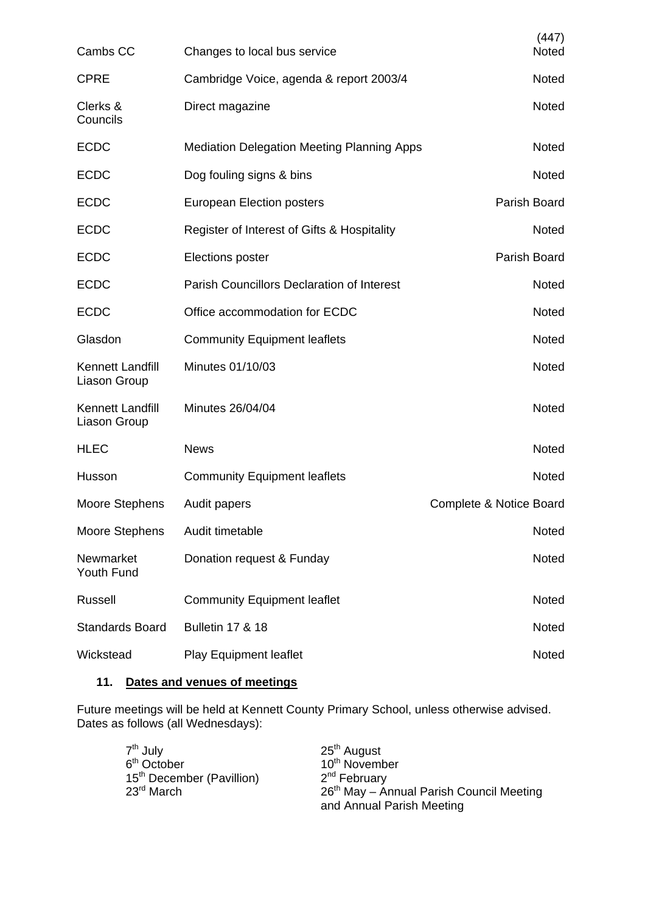| | | |
|---|---|---|
| Cambs CC | Changes to local bus service | Noted |
| CPRE | Cambridge Voice, agenda & report 2003/4 | Noted |
| Clerks & Councils | Direct magazine | Noted |
| ECDC | Mediation Delegation Meeting Planning Apps | Noted |
| ECDC | Dog fouling signs & bins | Noted |
| ECDC | European Election posters | Parish Board |
| ECDC | Register of Interest of Gifts & Hospitality | Noted |
| ECDC | Elections poster | Parish Board |
| ECDC | Parish Councillors Declaration of Interest | Noted |
| ECDC | Office accommodation for ECDC | Noted |
| Glasdon | Community Equipment leaflets | Noted |
| Kennett Landfill Liason Group | Minutes 01/10/03 | Noted |
| Kennett Landfill Liason Group | Minutes 26/04/04 | Noted |
| HLEC | News | Noted |
| Husson | Community Equipment leaflets | Noted |
| Moore Stephens | Audit papers | Complete & Notice Board |
| Moore Stephens | Audit timetable | Noted |
| Newmarket Youth Fund | Donation request & Funday | Noted |
| Russell | Community Equipment leaflet | Noted |
| Standards Board | Bulletin 17 & 18 | Noted |
| Wickstead | Play Equipment leaflet | Noted |

## 11. Dates and venues of meetings

Future meetings will be held at Kennett County Primary School, unless otherwise advised. Dates as follows (all Wednesdays):

- 7th July
- 25th August
- 6th October
- 10th November
- 15th December (Pavillion)
- 2nd February
- 23rd March
- 26th May – Annual Parish Council Meeting and Annual Parish Meeting